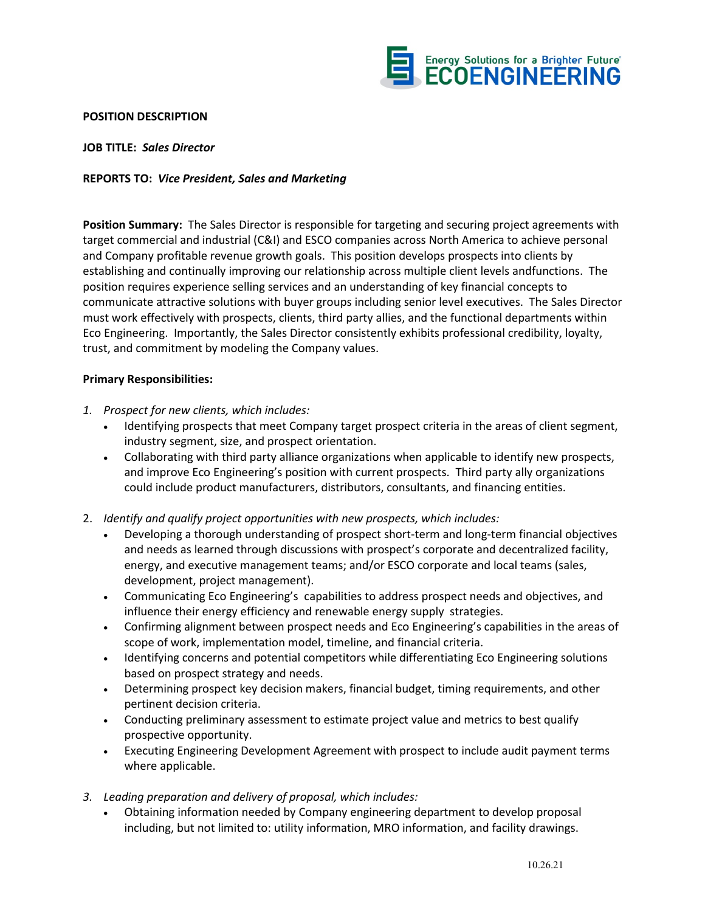Energy Solutions for a Brighter Future®
ECOENGINEERING

**POSITION DESCRIPTION**

**JOB TITLE:** ***Sales Director***

**REPORTS TO:** ***Vice President, Sales and Marketing***

**Position Summary:** The Sales Director is responsible for targeting and securing project agreements with target commercial and industrial (C&I) and ESCO companies across North America to achieve personal and Company profitable revenue growth goals. This position develops prospects into clients by establishing and continually improving our relationship across multiple client levels andfunctions. The position requires experience selling services and an understanding of key financial concepts to communicate attractive solutions with buyer groups including senior level executives. The Sales Director must work effectively with prospects, clients, third party allies, and the functional departments within Eco Engineering. Importantly, the Sales Director consistently exhibits professional credibility, loyalty, trust, and commitment by modeling the Company values.

**Primary Responsibilities:**

1. *Prospect for new clients, which includes:*
   - Identifying prospects that meet Company target prospect criteria in the areas of client segment, industry segment, size, and prospect orientation.
   - Collaborating with third party alliance organizations when applicable to identify new prospects, and improve Eco Engineering's position with current prospects. Third party ally organizations could include product manufacturers, distributors, consultants, and financing entities.

2. *Identify and qualify project opportunities with new prospects, which includes:*
   - Developing a thorough understanding of prospect short-term and long-term financial objectives and needs as learned through discussions with prospect's corporate and decentralized facility, energy, and executive management teams; and/or ESCO corporate and local teams (sales, development, project management).
   - Communicating Eco Engineering's capabilities to address prospect needs and objectives, and influence their energy efficiency and renewable energy supply strategies.
   - Confirming alignment between prospect needs and Eco Engineering's capabilities in the areas of scope of work, implementation model, timeline, and financial criteria.
   - Identifying concerns and potential competitors while differentiating Eco Engineering solutions based on prospect strategy and needs.
   - Determining prospect key decision makers, financial budget, timing requirements, and other pertinent decision criteria.
   - Conducting preliminary assessment to estimate project value and metrics to best qualify prospective opportunity.
   - Executing Engineering Development Agreement with prospect to include audit payment terms where applicable.

3. *Leading preparation and delivery of proposal, which includes:*
   - Obtaining information needed by Company engineering department to develop proposal including, but not limited to: utility information, MRO information, and facility drawings.

10.26.21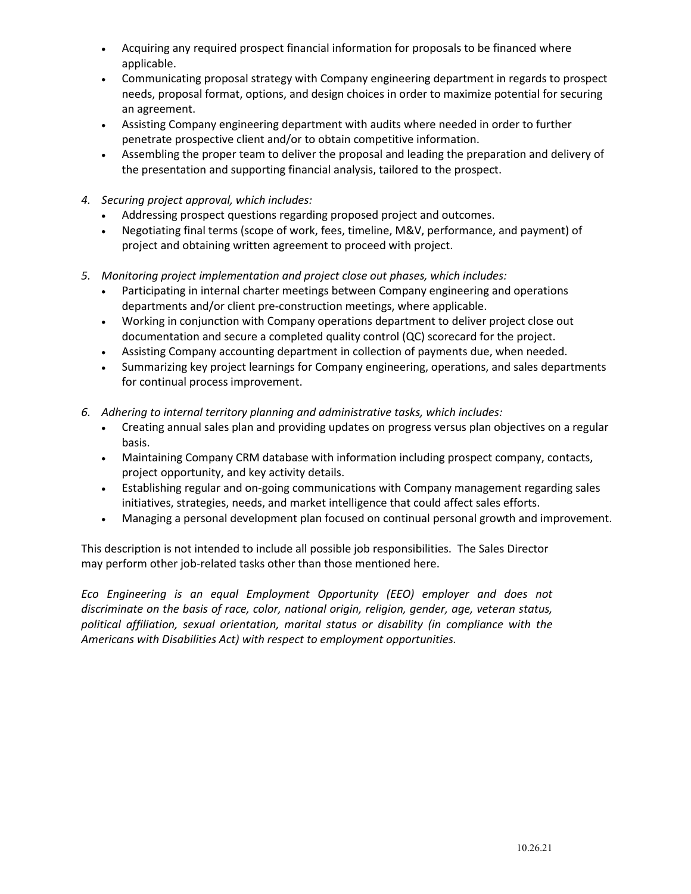- Acquiring any required prospect financial information for proposals to be financed where applicable.
- Communicating proposal strategy with Company engineering department in regards to prospect needs, proposal format, options, and design choices in order to maximize potential for securing an agreement.
- Assisting Company engineering department with audits where needed in order to further penetrate prospective client and/or to obtain competitive information.
- Assembling the proper team to deliver the proposal and leading the preparation and delivery of the presentation and supporting financial analysis, tailored to the prospect.

*4. Securing project approval, which includes:*

- Addressing prospect questions regarding proposed project and outcomes.
- Negotiating final terms (scope of work, fees, timeline, M&V, performance, and payment) of project and obtaining written agreement to proceed with project.

*5. Monitoring project implementation and project close out phases, which includes:*

- Participating in internal charter meetings between Company engineering and operations departments and/or client pre-construction meetings, where applicable.
- Working in conjunction with Company operations department to deliver project close out documentation and secure a completed quality control (QC) scorecard for the project.
- Assisting Company accounting department in collection of payments due, when needed.
- Summarizing key project learnings for Company engineering, operations, and sales departments for continual process improvement.

*6. Adhering to internal territory planning and administrative tasks, which includes:*

- Creating annual sales plan and providing updates on progress versus plan objectives on a regular basis.
- Maintaining Company CRM database with information including prospect company, contacts, project opportunity, and key activity details.
- Establishing regular and on-going communications with Company management regarding sales initiatives, strategies, needs, and market intelligence that could affect sales efforts.
- Managing a personal development plan focused on continual personal growth and improvement.

This description is not intended to include all possible job responsibilities. The Sales Director may perform other job-related tasks other than those mentioned here.

*Eco Engineering is an equal Employment Opportunity (EEO) employer and does not discriminate on the basis of race, color, national origin, religion, gender, age, veteran status, political affiliation, sexual orientation, marital status or disability (in compliance with the Americans with Disabilities Act) with respect to employment opportunities.*

10.26.21